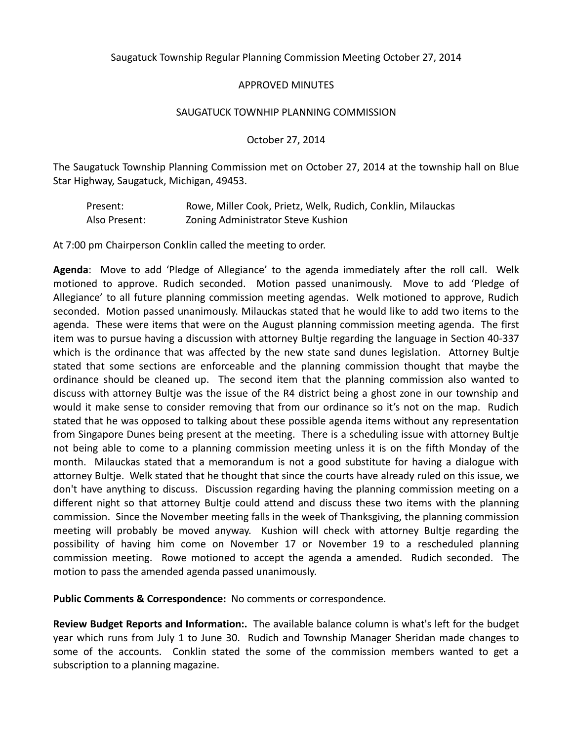Saugatuck Township Regular Planning Commission Meeting October 27, 2014

APPROVED MINUTES

SAUGATUCK TOWNHIP PLANNING COMMISSION

October 27, 2014

The Saugatuck Township Planning Commission met on October 27, 2014 at the township hall on Blue Star Highway, Saugatuck, Michigan, 49453.

| | |
|---|---|
| Present: | Rowe, Miller Cook, Prietz, Welk, Rudich, Conklin, Milauckas |
| Also Present: | Zoning Administrator Steve Kushion |

At 7:00 pm Chairperson Conklin called the meeting to order.

**Agenda**: Move to add 'Pledge of Allegiance' to the agenda immediately after the roll call. Welk motioned to approve. Rudich seconded. Motion passed unanimously. Move to add 'Pledge of Allegiance' to all future planning commission meeting agendas. Welk motioned to approve, Rudich seconded. Motion passed unanimously. Milauckas stated that he would like to add two items to the agenda. These were items that were on the August planning commission meeting agenda. The first item was to pursue having a discussion with attorney Bultje regarding the language in Section 40-337 which is the ordinance that was affected by the new state sand dunes legislation. Attorney Bultje stated that some sections are enforceable and the planning commission thought that maybe the ordinance should be cleaned up. The second item that the planning commission also wanted to discuss with attorney Bultje was the issue of the R4 district being a ghost zone in our township and would it make sense to consider removing that from our ordinance so it's not on the map. Rudich stated that he was opposed to talking about these possible agenda items without any representation from Singapore Dunes being present at the meeting. There is a scheduling issue with attorney Bultje not being able to come to a planning commission meeting unless it is on the fifth Monday of the month. Milauckas stated that a memorandum is not a good substitute for having a dialogue with attorney Bultje. Welk stated that he thought that since the courts have already ruled on this issue, we don't have anything to discuss. Discussion regarding having the planning commission meeting on a different night so that attorney Bultje could attend and discuss these two items with the planning commission. Since the November meeting falls in the week of Thanksgiving, the planning commission meeting will probably be moved anyway. Kushion will check with attorney Bultje regarding the possibility of having him come on November 17 or November 19 to a rescheduled planning commission meeting. Rowe motioned to accept the agenda a amended. Rudich seconded. The motion to pass the amended agenda passed unanimously.

**Public Comments & Correspondence:** No comments or correspondence.

**Review Budget Reports and Information:.** The available balance column is what's left for the budget year which runs from July 1 to June 30. Rudich and Township Manager Sheridan made changes to some of the accounts. Conklin stated the some of the commission members wanted to get a subscription to a planning magazine.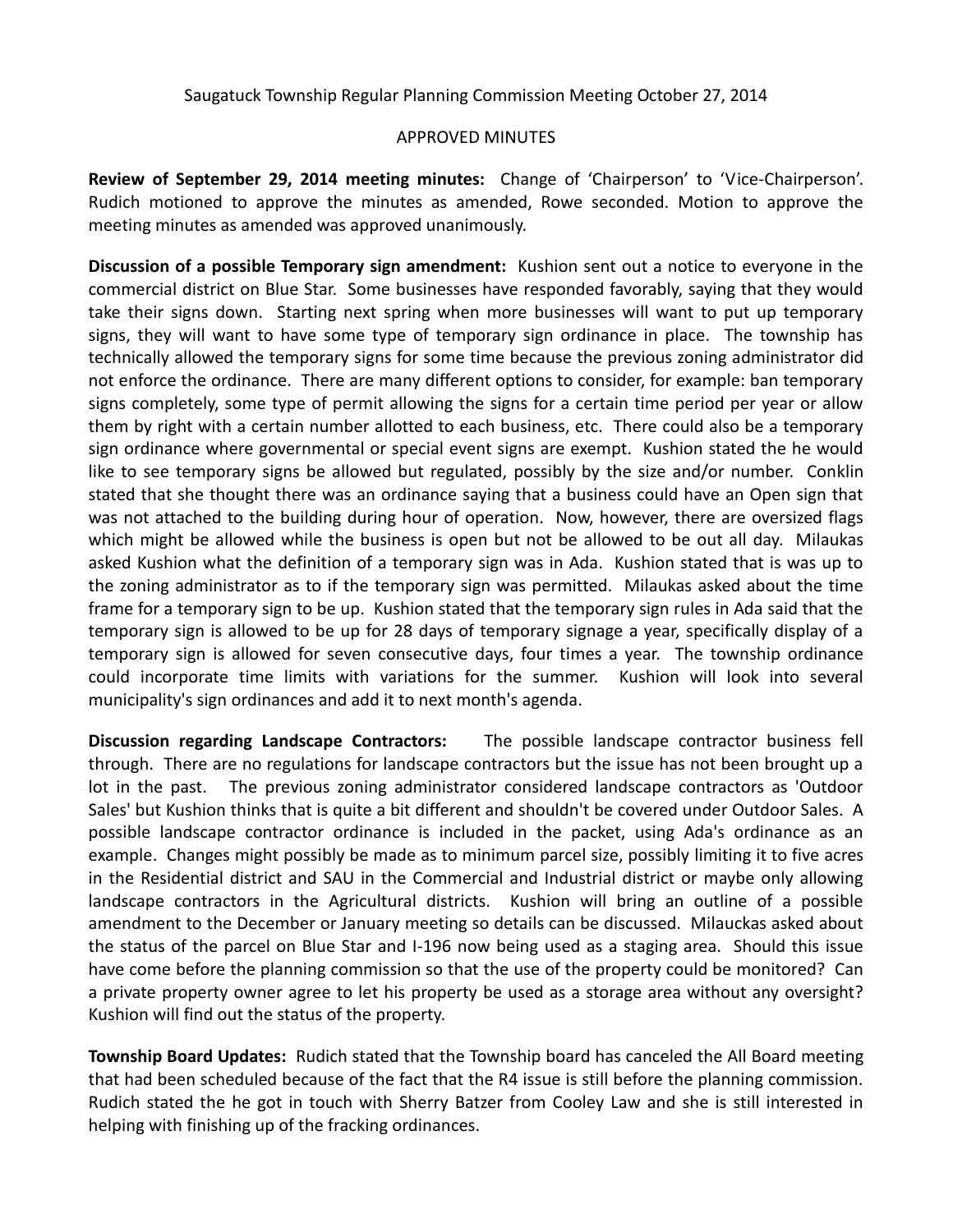Saugatuck Township Regular Planning Commission Meeting October 27, 2014

APPROVED MINUTES

**Review of September 29, 2014 meeting minutes:** Change of 'Chairperson' to 'Vice-Chairperson'. Rudich motioned to approve the minutes as amended, Rowe seconded. Motion to approve the meeting minutes as amended was approved unanimously.

**Discussion of a possible Temporary sign amendment:** Kushion sent out a notice to everyone in the commercial district on Blue Star. Some businesses have responded favorably, saying that they would take their signs down. Starting next spring when more businesses will want to put up temporary signs, they will want to have some type of temporary sign ordinance in place. The township has technically allowed the temporary signs for some time because the previous zoning administrator did not enforce the ordinance. There are many different options to consider, for example: ban temporary signs completely, some type of permit allowing the signs for a certain time period per year or allow them by right with a certain number allotted to each business, etc. There could also be a temporary sign ordinance where governmental or special event signs are exempt. Kushion stated the he would like to see temporary signs be allowed but regulated, possibly by the size and/or number. Conklin stated that she thought there was an ordinance saying that a business could have an Open sign that was not attached to the building during hour of operation. Now, however, there are oversized flags which might be allowed while the business is open but not be allowed to be out all day. Milaukas asked Kushion what the definition of a temporary sign was in Ada. Kushion stated that is was up to the zoning administrator as to if the temporary sign was permitted. Milaukas asked about the time frame for a temporary sign to be up. Kushion stated that the temporary sign rules in Ada said that the temporary sign is allowed to be up for 28 days of temporary signage a year, specifically display of a temporary sign is allowed for seven consecutive days, four times a year. The township ordinance could incorporate time limits with variations for the summer. Kushion will look into several municipality's sign ordinances and add it to next month's agenda.

**Discussion regarding Landscape Contractors:** The possible landscape contractor business fell through. There are no regulations for landscape contractors but the issue has not been brought up a lot in the past. The previous zoning administrator considered landscape contractors as 'Outdoor Sales' but Kushion thinks that is quite a bit different and shouldn't be covered under Outdoor Sales. A possible landscape contractor ordinance is included in the packet, using Ada's ordinance as an example. Changes might possibly be made as to minimum parcel size, possibly limiting it to five acres in the Residential district and SAU in the Commercial and Industrial district or maybe only allowing landscape contractors in the Agricultural districts. Kushion will bring an outline of a possible amendment to the December or January meeting so details can be discussed. Milauckas asked about the status of the parcel on Blue Star and I-196 now being used as a staging area. Should this issue have come before the planning commission so that the use of the property could be monitored? Can a private property owner agree to let his property be used as a storage area without any oversight? Kushion will find out the status of the property.

**Township Board Updates:** Rudich stated that the Township board has canceled the All Board meeting that had been scheduled because of the fact that the R4 issue is still before the planning commission. Rudich stated the he got in touch with Sherry Batzer from Cooley Law and she is still interested in helping with finishing up of the fracking ordinances.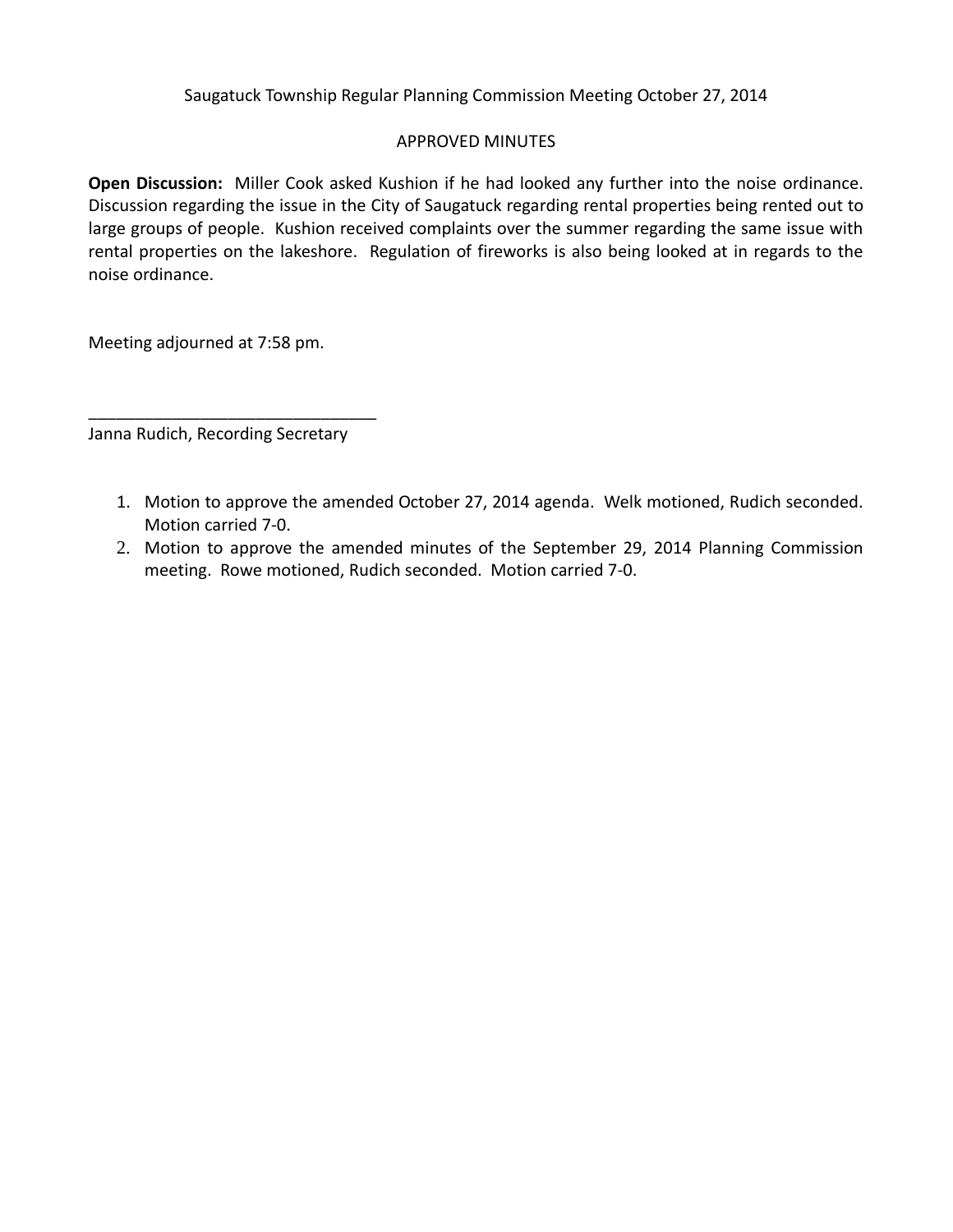Saugatuck Township Regular Planning Commission Meeting October 27, 2014

APPROVED MINUTES

**Open Discussion:** Miller Cook asked Kushion if he had looked any further into the noise ordinance. Discussion regarding the issue in the City of Saugatuck regarding rental properties being rented out to large groups of people. Kushion received complaints over the summer regarding the same issue with rental properties on the lakeshore. Regulation of fireworks is also being looked at in regards to the noise ordinance.

Meeting adjourned at 7:58 pm.

_______________________________
Janna Rudich, Recording Secretary

1. Motion to approve the amended October 27, 2014 agenda. Welk motioned, Rudich seconded. Motion carried 7-0.
2. Motion to approve the amended minutes of the September 29, 2014 Planning Commission meeting. Rowe motioned, Rudich seconded. Motion carried 7-0.